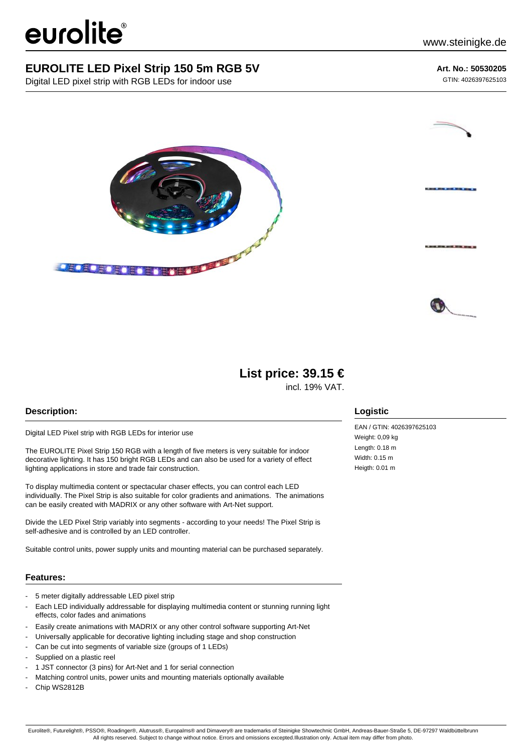eurolite®

www.steinigke.de

# EUROLITE LED Pixel Strip 150 5m RGB 5V

Digital LED pixel strip with RGB LEDs for indoor use

**Art. No.: 50530205**

GTIN: 4026397625103

**List price: 39.15 €**

incl. 19% VAT.

## Description:

Digital LED Pixel strip with RGB LEDs for interior use

The EUROLITE Pixel Strip 150 RGB with a length of five meters is very suitable for indoor decorative lighting. It has 150 bright RGB LEDs and can also be used for a variety of effect lighting applications in store and trade fair construction.

To display multimedia content or spectacular chaser effects, you can control each LED individually. The Pixel Strip is also suitable for color gradients and animations. The animations can be easily created with MADRIX or any other software with Art-Net support.

Divide the LED Pixel Strip variably into segments - according to your needs! The Pixel Strip is self-adhesive and is controlled by an LED controller.

Suitable control units, power supply units and mounting material can be purchased separately.

## Features:

- 5 meter digitally addressable LED pixel strip
- Each LED individually addressable for displaying multimedia content or stunning running light effects, color fades and animations
- Easily create animations with MADRIX or any other control software supporting Art-Net
- Universally applicable for decorative lighting including stage and shop construction
- Can be cut into segments of variable size (groups of 1 LEDs)
- Supplied on a plastic reel
- 1 JST connector (3 pins) for Art-Net and 1 for serial connection
- Matching control units, power units and mounting materials optionally available
- Chip WS2812B

## Logistic

EAN / GTIN: 4026397625103

Weight: 0,09 kg

Length: 0.18 m

Width: 0.15 m

Heigth: 0.01 m

Eurolite®, Futurelight®, PSSO®, Roadinger®, Alutruss®, Europalms® and Dimavery® are trademarks of Steinigke Showtechnic GmbH, Andreas-Bauer-Straße 5, DE-97297 Waldbüttelbrunn
All rights reserved. Subject to change without notice. Errors and omissions excepted.Illustration only. Actual item may differ from photo.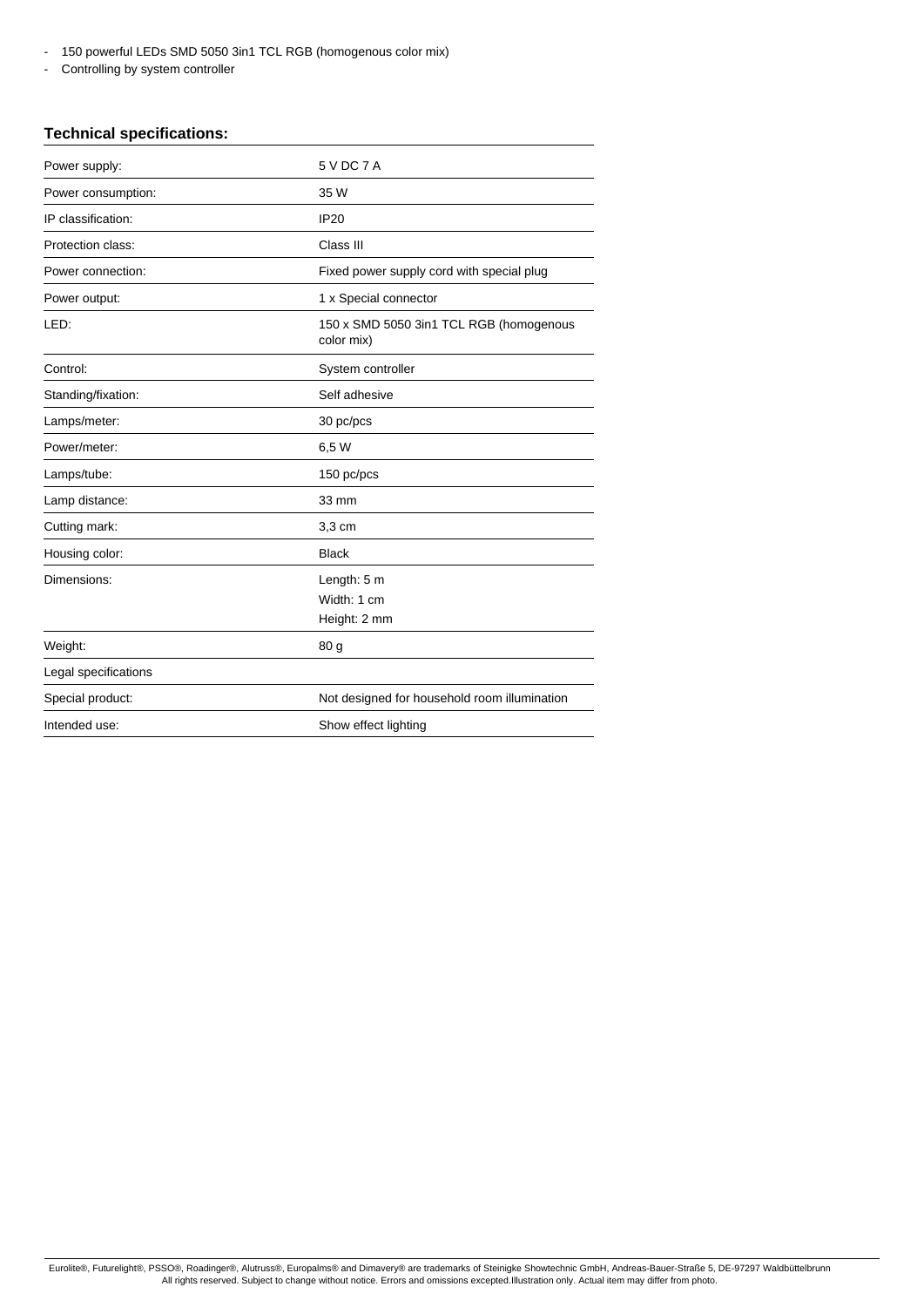- 150 powerful LEDs SMD 5050 3in1 TCL RGB (homogenous color mix)
- Controlling by system controller

### Technical specifications:

| | |
|---|---|
| Power supply: | 5 V DC 7 A |
| Power consumption: | 35 W |
| IP classification: | IP20 |
| Protection class: | Class III |
| Power connection: | Fixed power supply cord with special plug |
| Power output: | 1 x Special connector |
| LED: | 150 x SMD 5050 3in1 TCL RGB (homogenous color mix) |
| Control: | System controller |
| Standing/fixation: | Self adhesive |
| Lamps/meter: | 30 pc/pcs |
| Power/meter: | 6,5 W |
| Lamps/tube: | 150 pc/pcs |
| Lamp distance: | 33 mm |
| Cutting mark: | 3,3 cm |
| Housing color: | Black |
| Dimensions: | Length: 5 m<br>Width: 1 cm<br>Height: 2 mm |
| Weight: | 80 g |
| Legal specifications | |
| Special product: | Not designed for household room illumination |
| Intended use: | Show effect lighting |

Eurolite®, Futurelight®, PSSO®, Roadinger®, Alutruss®, Europalms® and Dimavery® are trademarks of Steinigke Showtechnic GmbH, Andreas-Bauer-Straße 5, DE-97297 Waldbüttelbrunn
All rights reserved. Subject to change without notice. Errors and omissions excepted.Illustration only. Actual item may differ from photo.